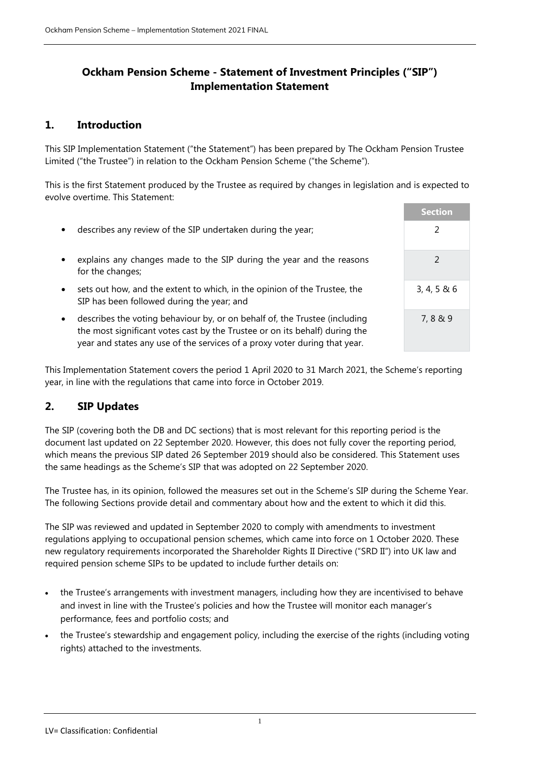# Ockham Pension Scheme - Statement of Investment Principles ("SIP") Implementation Statement

## 1. Introduction

This SIP Implementation Statement ("the Statement") has been prepared by The Ockham Pension Trustee Limited ("the Trustee") in relation to the Ockham Pension Scheme ("the Scheme").

This is the first Statement produced by the Trustee as required by changes in legislation and is expected to evolve overtime. This Statement:

| | Section |
|---|---|
| • describes any review of the SIP undertaken during the year; | 2 |
| • explains any changes made to the SIP during the year and the reasons for the changes; | 2 |
| • sets out how, and the extent to which, in the opinion of the Trustee, the SIP has been followed during the year; and | 3, 4, 5 & 6 |
| • describes the voting behaviour by, or on behalf of, the Trustee (including the most significant votes cast by the Trustee or on its behalf) during the year and states any use of the services of a proxy voter during that year. | 7, 8 & 9 |

This Implementation Statement covers the period 1 April 2020 to 31 March 2021, the Scheme's reporting year, in line with the regulations that came into force in October 2019.

## 2. SIP Updates

The SIP (covering both the DB and DC sections) that is most relevant for this reporting period is the document last updated on 22 September 2020. However, this does not fully cover the reporting period, which means the previous SIP dated 26 September 2019 should also be considered. This Statement uses the same headings as the Scheme's SIP that was adopted on 22 September 2020.

The Trustee has, in its opinion, followed the measures set out in the Scheme's SIP during the Scheme Year. The following Sections provide detail and commentary about how and the extent to which it did this.

The SIP was reviewed and updated in September 2020 to comply with amendments to investment regulations applying to occupational pension schemes, which came into force on 1 October 2020. These new regulatory requirements incorporated the Shareholder Rights II Directive ("SRD II") into UK law and required pension scheme SIPs to be updated to include further details on:

- the Trustee's arrangements with investment managers, including how they are incentivised to behave and invest in line with the Trustee's policies and how the Trustee will monitor each manager's performance, fees and portfolio costs; and
- the Trustee's stewardship and engagement policy, including the exercise of the rights (including voting rights) attached to the investments.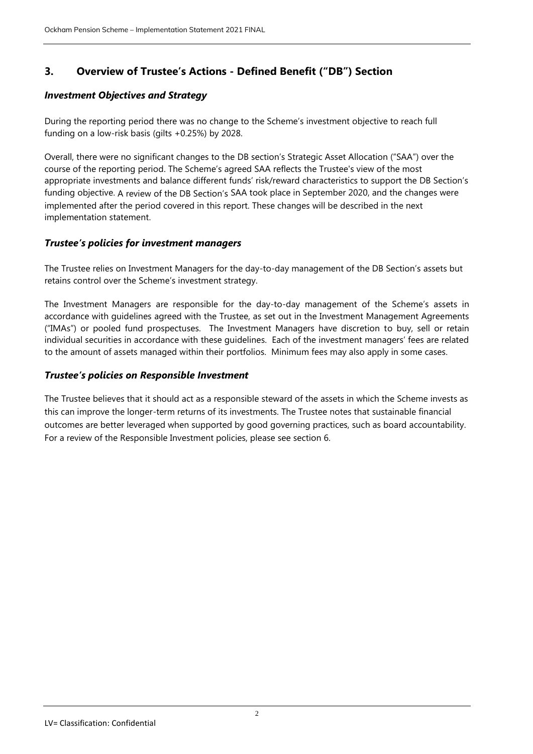## 3. Overview of Trustee's Actions - Defined Benefit ("DB") Section

### *Investment Objectives and Strategy*

During the reporting period there was no change to the Scheme's investment objective to reach full funding on a low-risk basis (gilts +0.25%) by 2028.

Overall, there were no significant changes to the DB section's Strategic Asset Allocation ("SAA") over the course of the reporting period. The Scheme's agreed SAA reflects the Trustee's view of the most appropriate investments and balance different funds' risk/reward characteristics to support the DB Section's funding objective. A review of the DB Section's SAA took place in September 2020, and the changes were implemented after the period covered in this report. These changes will be described in the next implementation statement.

### *Trustee's policies for investment managers*

The Trustee relies on Investment Managers for the day-to-day management of the DB Section's assets but retains control over the Scheme's investment strategy.

The Investment Managers are responsible for the day-to-day management of the Scheme's assets in accordance with guidelines agreed with the Trustee, as set out in the Investment Management Agreements ("IMAs") or pooled fund prospectuses. The Investment Managers have discretion to buy, sell or retain individual securities in accordance with these guidelines. Each of the investment managers' fees are related to the amount of assets managed within their portfolios. Minimum fees may also apply in some cases.

### *Trustee's policies on Responsible Investment*

The Trustee believes that it should act as a responsible steward of the assets in which the Scheme invests as this can improve the longer-term returns of its investments. The Trustee notes that sustainable financial outcomes are better leveraged when supported by good governing practices, such as board accountability. For a review of the Responsible Investment policies, please see section 6.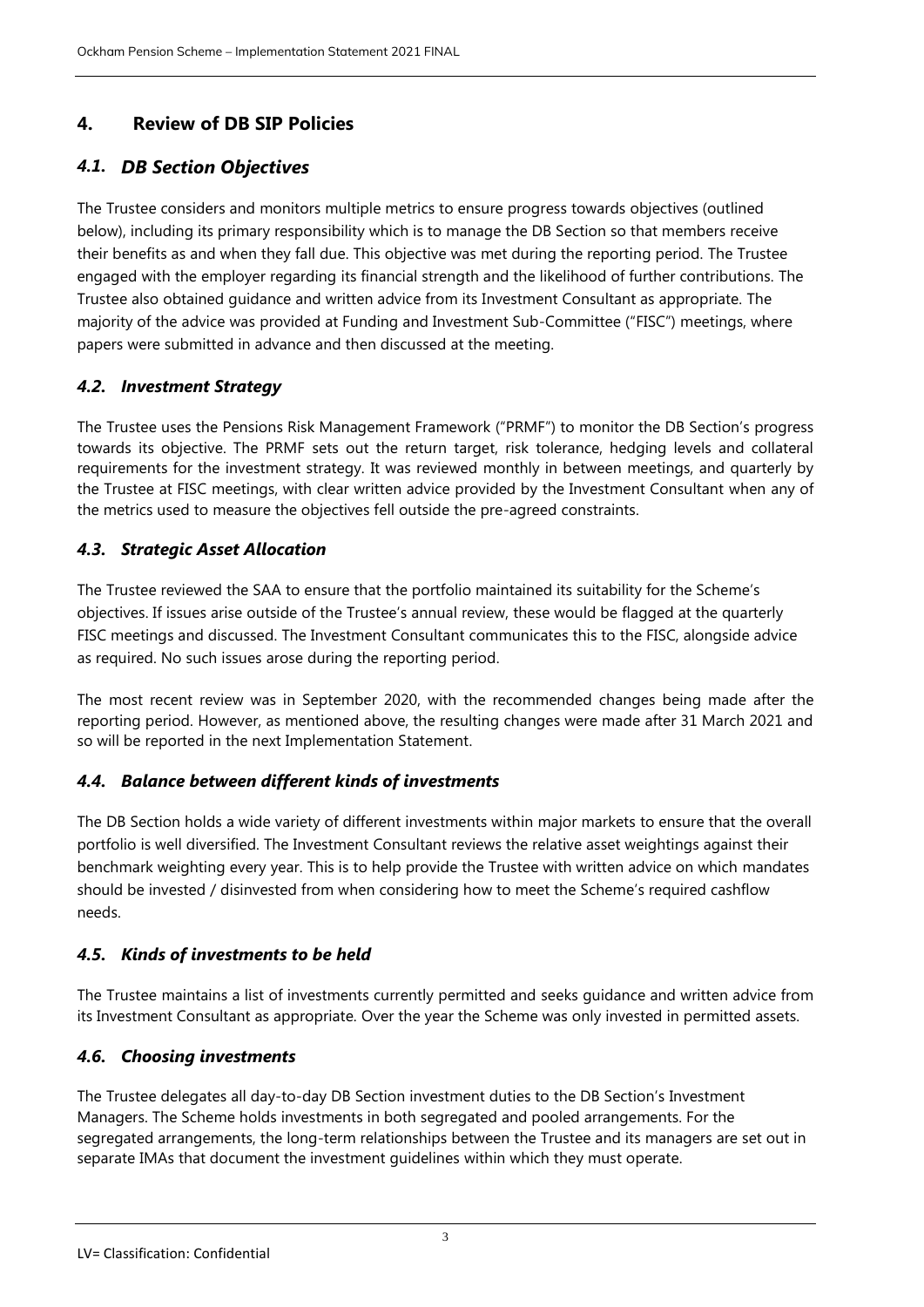## 4. Review of DB SIP Policies

### *4.1. DB Section Objectives*

The Trustee considers and monitors multiple metrics to ensure progress towards objectives (outlined below), including its primary responsibility which is to manage the DB Section so that members receive their benefits as and when they fall due. This objective was met during the reporting period. The Trustee engaged with the employer regarding its financial strength and the likelihood of further contributions. The Trustee also obtained guidance and written advice from its Investment Consultant as appropriate. The majority of the advice was provided at Funding and Investment Sub-Committee ("FISC") meetings, where papers were submitted in advance and then discussed at the meeting.

### *4.2. Investment Strategy*

The Trustee uses the Pensions Risk Management Framework ("PRMF") to monitor the DB Section's progress towards its objective. The PRMF sets out the return target, risk tolerance, hedging levels and collateral requirements for the investment strategy. It was reviewed monthly in between meetings, and quarterly by the Trustee at FISC meetings, with clear written advice provided by the Investment Consultant when any of the metrics used to measure the objectives fell outside the pre-agreed constraints.

### *4.3. Strategic Asset Allocation*

The Trustee reviewed the SAA to ensure that the portfolio maintained its suitability for the Scheme's objectives. If issues arise outside of the Trustee's annual review, these would be flagged at the quarterly FISC meetings and discussed. The Investment Consultant communicates this to the FISC, alongside advice as required. No such issues arose during the reporting period.

The most recent review was in September 2020, with the recommended changes being made after the reporting period. However, as mentioned above, the resulting changes were made after 31 March 2021 and so will be reported in the next Implementation Statement.

### *4.4. Balance between different kinds of investments*

The DB Section holds a wide variety of different investments within major markets to ensure that the overall portfolio is well diversified. The Investment Consultant reviews the relative asset weightings against their benchmark weighting every year. This is to help provide the Trustee with written advice on which mandates should be invested / disinvested from when considering how to meet the Scheme's required cashflow needs.

### *4.5. Kinds of investments to be held*

The Trustee maintains a list of investments currently permitted and seeks guidance and written advice from its Investment Consultant as appropriate. Over the year the Scheme was only invested in permitted assets.

### *4.6. Choosing investments*

The Trustee delegates all day-to-day DB Section investment duties to the DB Section's Investment Managers. The Scheme holds investments in both segregated and pooled arrangements. For the segregated arrangements, the long-term relationships between the Trustee and its managers are set out in separate IMAs that document the investment guidelines within which they must operate.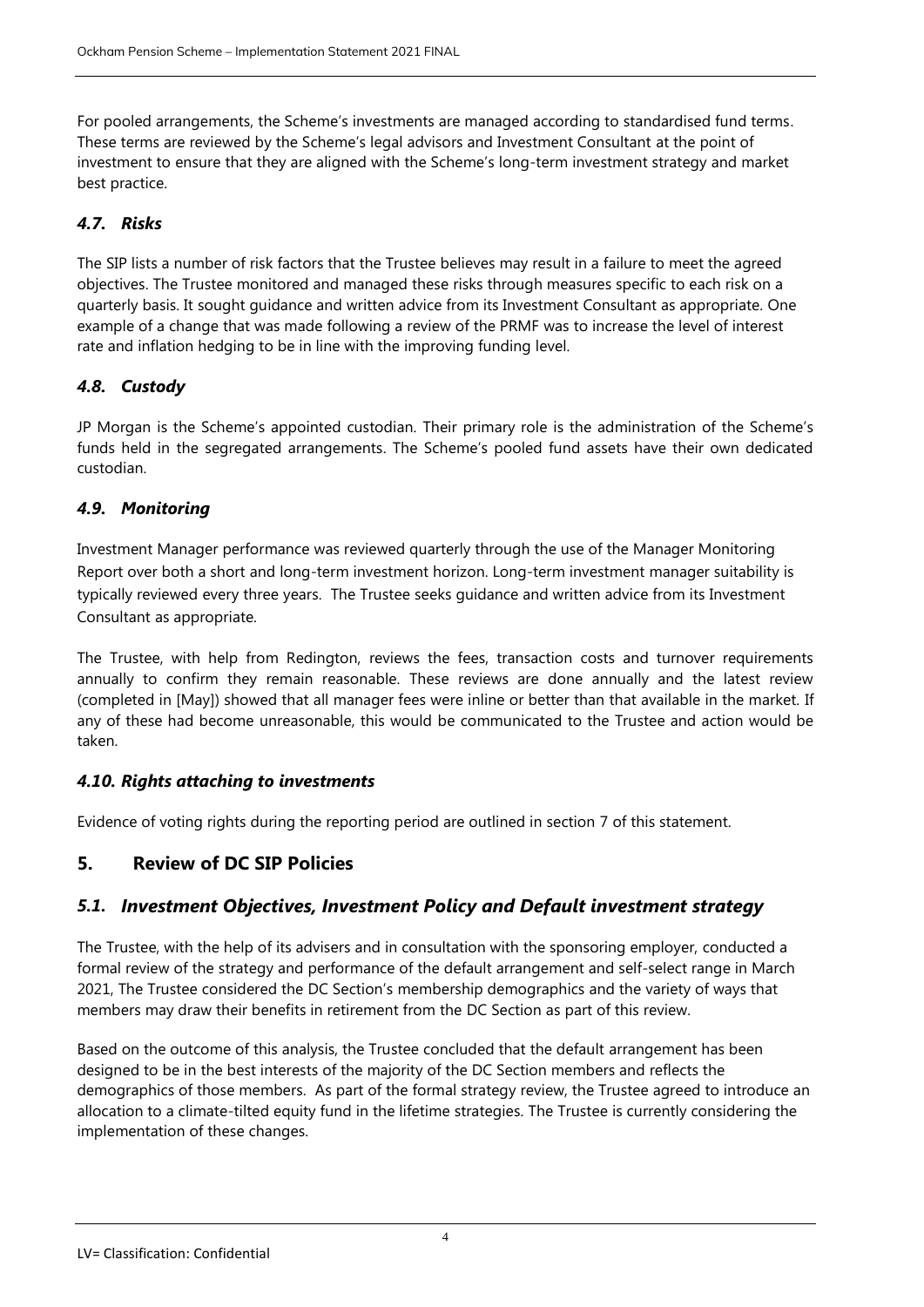For pooled arrangements, the Scheme's investments are managed according to standardised fund terms. These terms are reviewed by the Scheme's legal advisors and Investment Consultant at the point of investment to ensure that they are aligned with the Scheme's long-term investment strategy and market best practice.

### *4.7. Risks*

The SIP lists a number of risk factors that the Trustee believes may result in a failure to meet the agreed objectives. The Trustee monitored and managed these risks through measures specific to each risk on a quarterly basis. It sought guidance and written advice from its Investment Consultant as appropriate. One example of a change that was made following a review of the PRMF was to increase the level of interest rate and inflation hedging to be in line with the improving funding level.

### *4.8. Custody*

JP Morgan is the Scheme's appointed custodian. Their primary role is the administration of the Scheme's funds held in the segregated arrangements. The Scheme's pooled fund assets have their own dedicated custodian.

### *4.9. Monitoring*

Investment Manager performance was reviewed quarterly through the use of the Manager Monitoring Report over both a short and long-term investment horizon. Long-term investment manager suitability is typically reviewed every three years. The Trustee seeks guidance and written advice from its Investment Consultant as appropriate.

The Trustee, with help from Redington, reviews the fees, transaction costs and turnover requirements annually to confirm they remain reasonable. These reviews are done annually and the latest review (completed in [May]) showed that all manager fees were inline or better than that available in the market. If any of these had become unreasonable, this would be communicated to the Trustee and action would be taken.

### *4.10. Rights attaching to investments*

Evidence of voting rights during the reporting period are outlined in section 7 of this statement.

## 5. Review of DC SIP Policies

### *5.1. Investment Objectives, Investment Policy and Default investment strategy*

The Trustee, with the help of its advisers and in consultation with the sponsoring employer, conducted a formal review of the strategy and performance of the default arrangement and self-select range in March 2021, The Trustee considered the DC Section's membership demographics and the variety of ways that members may draw their benefits in retirement from the DC Section as part of this review.

Based on the outcome of this analysis, the Trustee concluded that the default arrangement has been designed to be in the best interests of the majority of the DC Section members and reflects the demographics of those members. As part of the formal strategy review, the Trustee agreed to introduce an allocation to a climate-tilted equity fund in the lifetime strategies. The Trustee is currently considering the implementation of these changes.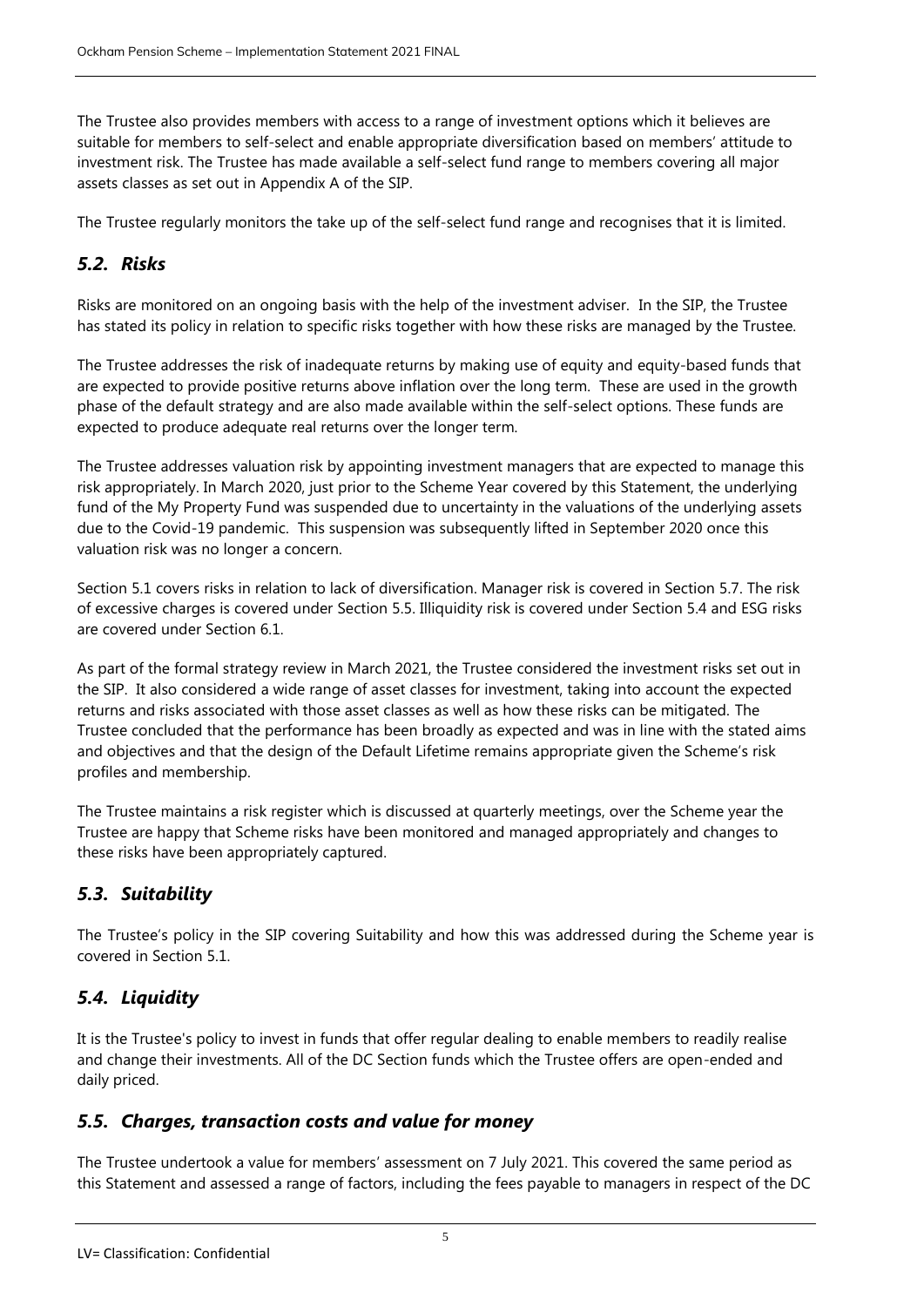The Trustee also provides members with access to a range of investment options which it believes are suitable for members to self-select and enable appropriate diversification based on members' attitude to investment risk. The Trustee has made available a self-select fund range to members covering all major assets classes as set out in Appendix A of the SIP.

The Trustee regularly monitors the take up of the self-select fund range and recognises that it is limited.

### *5.2. Risks*

Risks are monitored on an ongoing basis with the help of the investment adviser. In the SIP, the Trustee has stated its policy in relation to specific risks together with how these risks are managed by the Trustee.

The Trustee addresses the risk of inadequate returns by making use of equity and equity-based funds that are expected to provide positive returns above inflation over the long term. These are used in the growth phase of the default strategy and are also made available within the self-select options. These funds are expected to produce adequate real returns over the longer term.

The Trustee addresses valuation risk by appointing investment managers that are expected to manage this risk appropriately. In March 2020, just prior to the Scheme Year covered by this Statement, the underlying fund of the My Property Fund was suspended due to uncertainty in the valuations of the underlying assets due to the Covid-19 pandemic. This suspension was subsequently lifted in September 2020 once this valuation risk was no longer a concern.

Section 5.1 covers risks in relation to lack of diversification. Manager risk is covered in Section 5.7. The risk of excessive charges is covered under Section 5.5. Illiquidity risk is covered under Section 5.4 and ESG risks are covered under Section 6.1.

As part of the formal strategy review in March 2021, the Trustee considered the investment risks set out in the SIP. It also considered a wide range of asset classes for investment, taking into account the expected returns and risks associated with those asset classes as well as how these risks can be mitigated. The Trustee concluded that the performance has been broadly as expected and was in line with the stated aims and objectives and that the design of the Default Lifetime remains appropriate given the Scheme's risk profiles and membership.

The Trustee maintains a risk register which is discussed at quarterly meetings, over the Scheme year the Trustee are happy that Scheme risks have been monitored and managed appropriately and changes to these risks have been appropriately captured.

### *5.3. Suitability*

The Trustee's policy in the SIP covering Suitability and how this was addressed during the Scheme year is covered in Section 5.1.

### *5.4. Liquidity*

It is the Trustee's policy to invest in funds that offer regular dealing to enable members to readily realise and change their investments. All of the DC Section funds which the Trustee offers are open-ended and daily priced.

### *5.5. Charges, transaction costs and value for money*

The Trustee undertook a value for members' assessment on 7 July 2021. This covered the same period as this Statement and assessed a range of factors, including the fees payable to managers in respect of the DC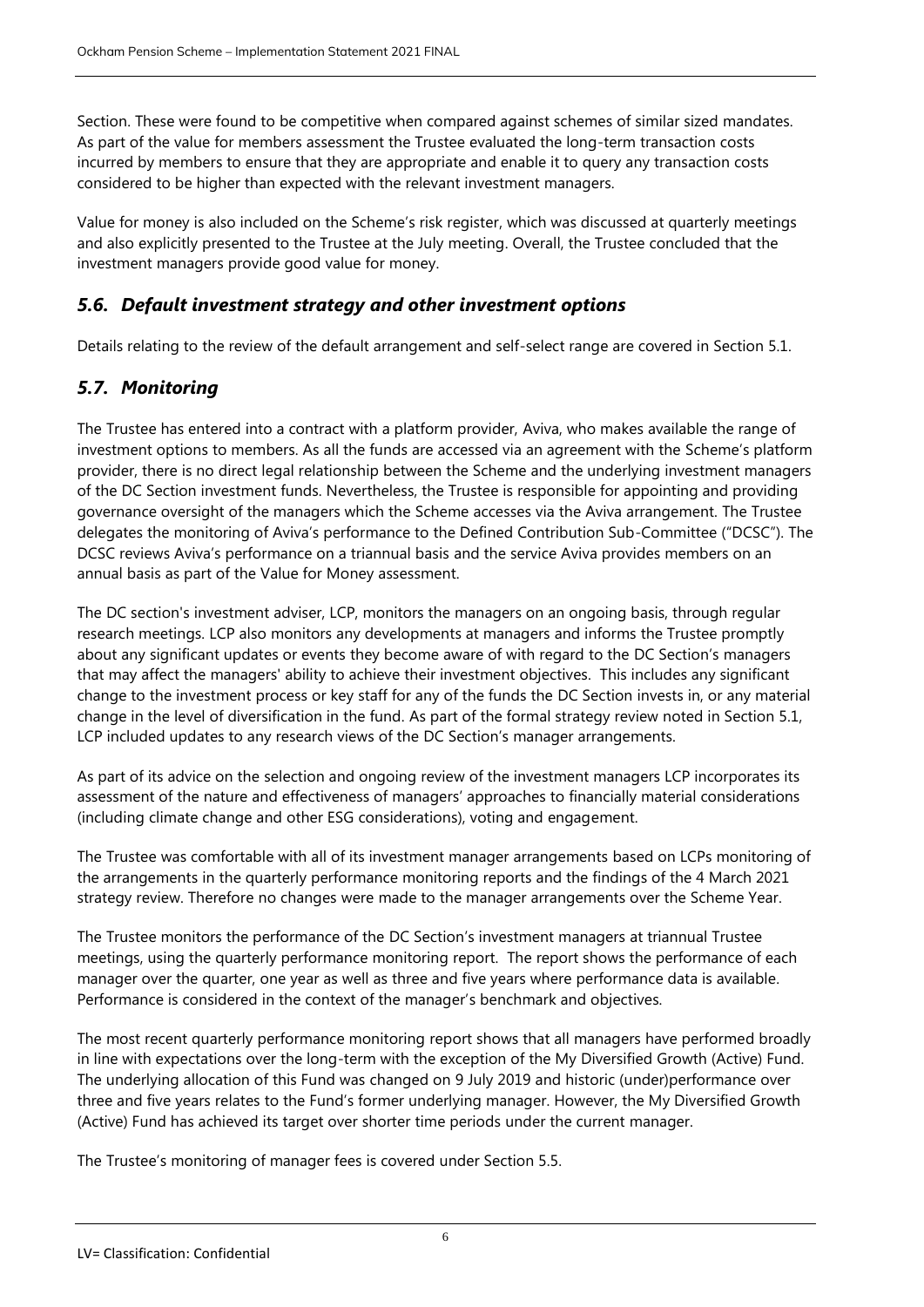Section. These were found to be competitive when compared against schemes of similar sized mandates. As part of the value for members assessment the Trustee evaluated the long-term transaction costs incurred by members to ensure that they are appropriate and enable it to query any transaction costs considered to be higher than expected with the relevant investment managers.

Value for money is also included on the Scheme's risk register, which was discussed at quarterly meetings and also explicitly presented to the Trustee at the July meeting. Overall, the Trustee concluded that the investment managers provide good value for money.

## *5.6. Default investment strategy and other investment options*

Details relating to the review of the default arrangement and self-select range are covered in Section 5.1.

## *5.7. Monitoring*

The Trustee has entered into a contract with a platform provider, Aviva, who makes available the range of investment options to members. As all the funds are accessed via an agreement with the Scheme's platform provider, there is no direct legal relationship between the Scheme and the underlying investment managers of the DC Section investment funds. Nevertheless, the Trustee is responsible for appointing and providing governance oversight of the managers which the Scheme accesses via the Aviva arrangement. The Trustee delegates the monitoring of Aviva's performance to the Defined Contribution Sub-Committee ("DCSC"). The DCSC reviews Aviva's performance on a triannual basis and the service Aviva provides members on an annual basis as part of the Value for Money assessment.

The DC section's investment adviser, LCP, monitors the managers on an ongoing basis, through regular research meetings. LCP also monitors any developments at managers and informs the Trustee promptly about any significant updates or events they become aware of with regard to the DC Section's managers that may affect the managers' ability to achieve their investment objectives. This includes any significant change to the investment process or key staff for any of the funds the DC Section invests in, or any material change in the level of diversification in the fund. As part of the formal strategy review noted in Section 5.1, LCP included updates to any research views of the DC Section's manager arrangements.

As part of its advice on the selection and ongoing review of the investment managers LCP incorporates its assessment of the nature and effectiveness of managers' approaches to financially material considerations (including climate change and other ESG considerations), voting and engagement.

The Trustee was comfortable with all of its investment manager arrangements based on LCPs monitoring of the arrangements in the quarterly performance monitoring reports and the findings of the 4 March 2021 strategy review. Therefore no changes were made to the manager arrangements over the Scheme Year.

The Trustee monitors the performance of the DC Section's investment managers at triannual Trustee meetings, using the quarterly performance monitoring report. The report shows the performance of each manager over the quarter, one year as well as three and five years where performance data is available. Performance is considered in the context of the manager's benchmark and objectives.

The most recent quarterly performance monitoring report shows that all managers have performed broadly in line with expectations over the long-term with the exception of the My Diversified Growth (Active) Fund. The underlying allocation of this Fund was changed on 9 July 2019 and historic (under)performance over three and five years relates to the Fund's former underlying manager. However, the My Diversified Growth (Active) Fund has achieved its target over shorter time periods under the current manager.

The Trustee's monitoring of manager fees is covered under Section 5.5.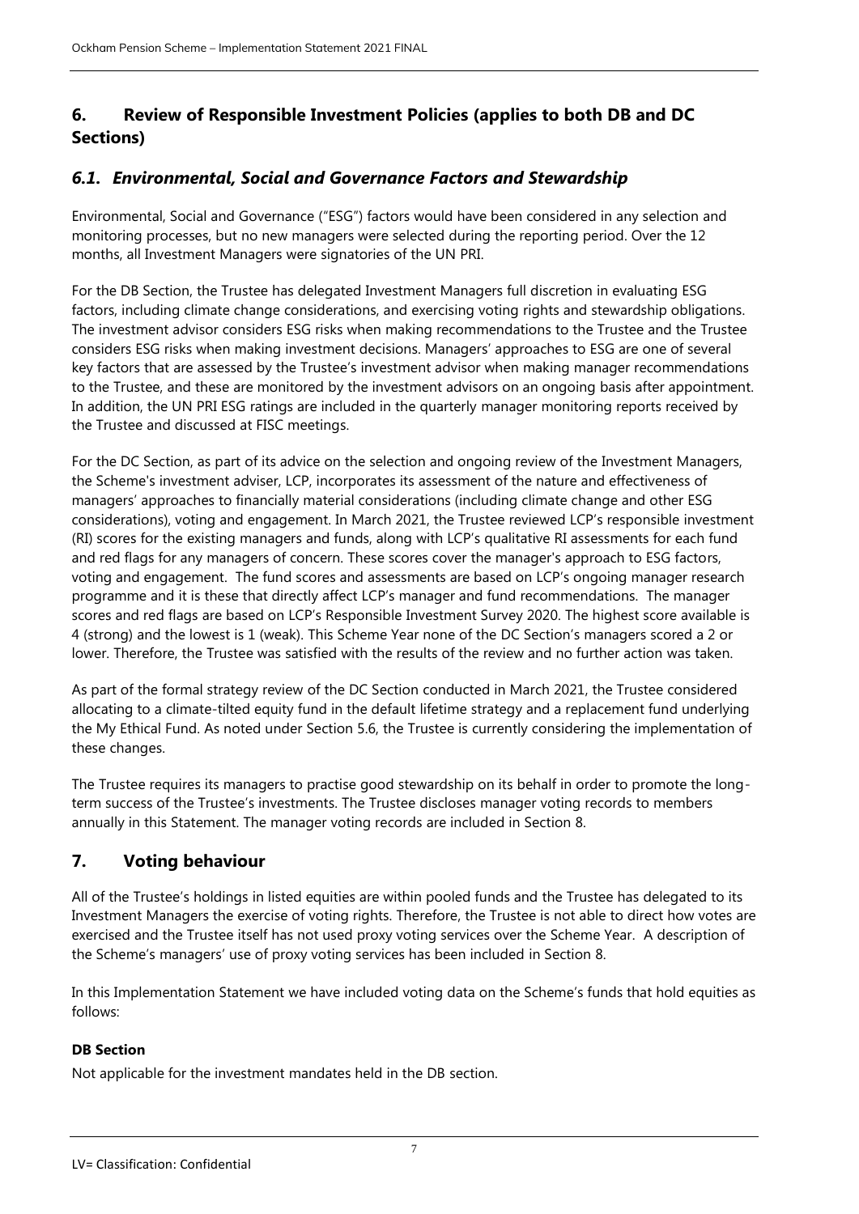## 6. Review of Responsible Investment Policies (applies to both DB and DC Sections)

### *6.1. Environmental, Social and Governance Factors and Stewardship*

Environmental, Social and Governance ("ESG") factors would have been considered in any selection and monitoring processes, but no new managers were selected during the reporting period. Over the 12 months, all Investment Managers were signatories of the UN PRI.

For the DB Section, the Trustee has delegated Investment Managers full discretion in evaluating ESG factors, including climate change considerations, and exercising voting rights and stewardship obligations. The investment advisor considers ESG risks when making recommendations to the Trustee and the Trustee considers ESG risks when making investment decisions. Managers' approaches to ESG are one of several key factors that are assessed by the Trustee's investment advisor when making manager recommendations to the Trustee, and these are monitored by the investment advisors on an ongoing basis after appointment. In addition, the UN PRI ESG ratings are included in the quarterly manager monitoring reports received by the Trustee and discussed at FISC meetings.

For the DC Section, as part of its advice on the selection and ongoing review of the Investment Managers, the Scheme's investment adviser, LCP, incorporates its assessment of the nature and effectiveness of managers' approaches to financially material considerations (including climate change and other ESG considerations), voting and engagement. In March 2021, the Trustee reviewed LCP's responsible investment (RI) scores for the existing managers and funds, along with LCP's qualitative RI assessments for each fund and red flags for any managers of concern. These scores cover the manager's approach to ESG factors, voting and engagement. The fund scores and assessments are based on LCP's ongoing manager research programme and it is these that directly affect LCP's manager and fund recommendations. The manager scores and red flags are based on LCP's Responsible Investment Survey 2020. The highest score available is 4 (strong) and the lowest is 1 (weak). This Scheme Year none of the DC Section's managers scored a 2 or lower. Therefore, the Trustee was satisfied with the results of the review and no further action was taken.

As part of the formal strategy review of the DC Section conducted in March 2021, the Trustee considered allocating to a climate-tilted equity fund in the default lifetime strategy and a replacement fund underlying the My Ethical Fund. As noted under Section 5.6, the Trustee is currently considering the implementation of these changes.

The Trustee requires its managers to practise good stewardship on its behalf in order to promote the long-term success of the Trustee's investments. The Trustee discloses manager voting records to members annually in this Statement. The manager voting records are included in Section 8.

## 7. Voting behaviour

All of the Trustee's holdings in listed equities are within pooled funds and the Trustee has delegated to its Investment Managers the exercise of voting rights. Therefore, the Trustee is not able to direct how votes are exercised and the Trustee itself has not used proxy voting services over the Scheme Year. A description of the Scheme's managers' use of proxy voting services has been included in Section 8.

In this Implementation Statement we have included voting data on the Scheme's funds that hold equities as follows:

**DB Section**

Not applicable for the investment mandates held in the DB section.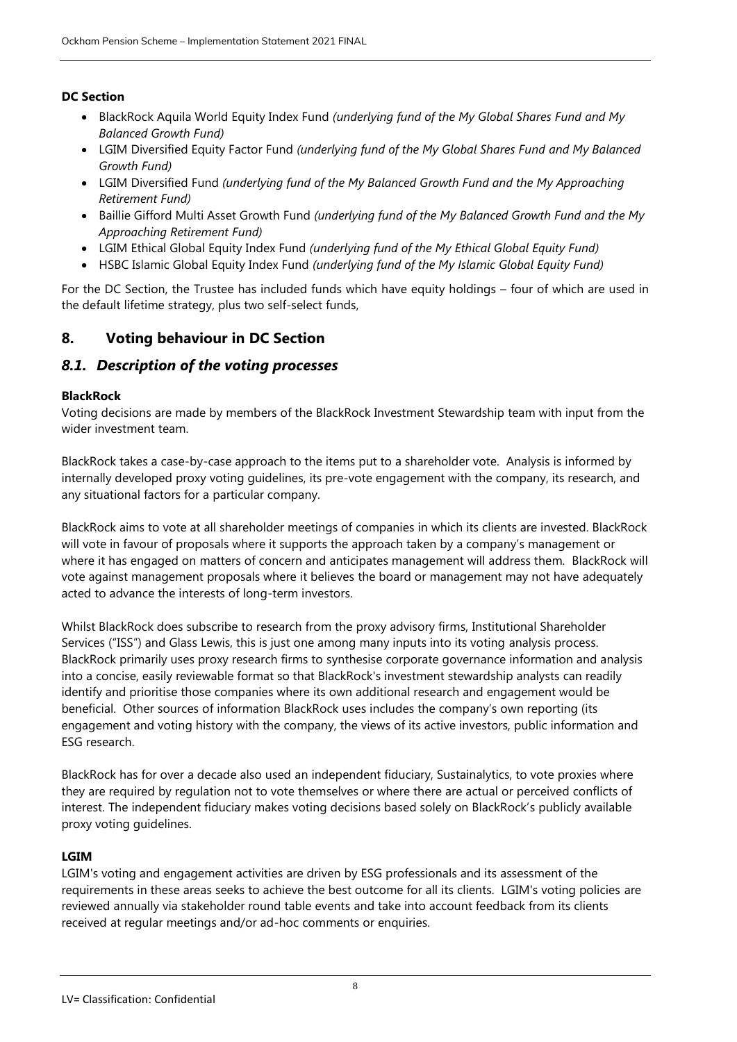**DC Section**

- BlackRock Aquila World Equity Index Fund *(underlying fund of the My Global Shares Fund and My Balanced Growth Fund)*
- LGIM Diversified Equity Factor Fund *(underlying fund of the My Global Shares Fund and My Balanced Growth Fund)*
- LGIM Diversified Fund *(underlying fund of the My Balanced Growth Fund and the My Approaching Retirement Fund)*
- Baillie Gifford Multi Asset Growth Fund *(underlying fund of the My Balanced Growth Fund and the My Approaching Retirement Fund)*
- LGIM Ethical Global Equity Index Fund *(underlying fund of the My Ethical Global Equity Fund)*
- HSBC Islamic Global Equity Index Fund *(underlying fund of the My Islamic Global Equity Fund)*

For the DC Section, the Trustee has included funds which have equity holdings – four of which are used in the default lifetime strategy, plus two self-select funds,

## 8. Voting behaviour in DC Section

### *8.1. Description of the voting processes*

**BlackRock**

Voting decisions are made by members of the BlackRock Investment Stewardship team with input from the wider investment team.

BlackRock takes a case-by-case approach to the items put to a shareholder vote. Analysis is informed by internally developed proxy voting guidelines, its pre-vote engagement with the company, its research, and any situational factors for a particular company.

BlackRock aims to vote at all shareholder meetings of companies in which its clients are invested. BlackRock will vote in favour of proposals where it supports the approach taken by a company's management or where it has engaged on matters of concern and anticipates management will address them. BlackRock will vote against management proposals where it believes the board or management may not have adequately acted to advance the interests of long-term investors.

Whilst BlackRock does subscribe to research from the proxy advisory firms, Institutional Shareholder Services ("ISS") and Glass Lewis, this is just one among many inputs into its voting analysis process. BlackRock primarily uses proxy research firms to synthesise corporate governance information and analysis into a concise, easily reviewable format so that BlackRock's investment stewardship analysts can readily identify and prioritise those companies where its own additional research and engagement would be beneficial. Other sources of information BlackRock uses includes the company's own reporting (its engagement and voting history with the company, the views of its active investors, public information and ESG research.

BlackRock has for over a decade also used an independent fiduciary, Sustainalytics, to vote proxies where they are required by regulation not to vote themselves or where there are actual or perceived conflicts of interest. The independent fiduciary makes voting decisions based solely on BlackRock's publicly available proxy voting guidelines.

**LGIM**

LGIM's voting and engagement activities are driven by ESG professionals and its assessment of the requirements in these areas seeks to achieve the best outcome for all its clients. LGIM's voting policies are reviewed annually via stakeholder round table events and take into account feedback from its clients received at regular meetings and/or ad-hoc comments or enquiries.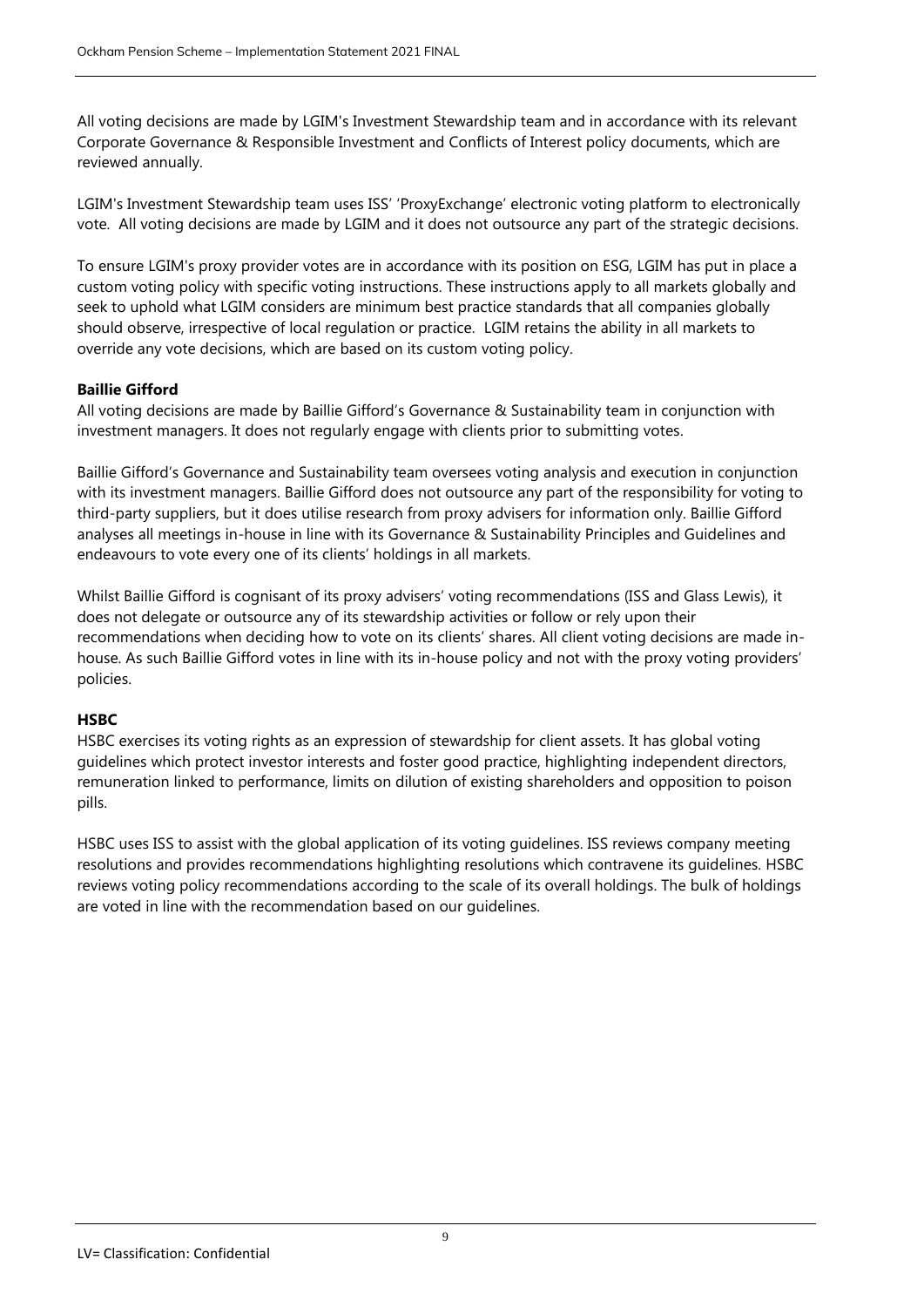All voting decisions are made by LGIM's Investment Stewardship team and in accordance with its relevant Corporate Governance & Responsible Investment and Conflicts of Interest policy documents, which are reviewed annually.

LGIM's Investment Stewardship team uses ISS' 'ProxyExchange' electronic voting platform to electronically vote. All voting decisions are made by LGIM and it does not outsource any part of the strategic decisions.

To ensure LGIM's proxy provider votes are in accordance with its position on ESG, LGIM has put in place a custom voting policy with specific voting instructions. These instructions apply to all markets globally and seek to uphold what LGIM considers are minimum best practice standards that all companies globally should observe, irrespective of local regulation or practice. LGIM retains the ability in all markets to override any vote decisions, which are based on its custom voting policy.

**Baillie Gifford**

All voting decisions are made by Baillie Gifford's Governance & Sustainability team in conjunction with investment managers. It does not regularly engage with clients prior to submitting votes.

Baillie Gifford's Governance and Sustainability team oversees voting analysis and execution in conjunction with its investment managers. Baillie Gifford does not outsource any part of the responsibility for voting to third-party suppliers, but it does utilise research from proxy advisers for information only. Baillie Gifford analyses all meetings in-house in line with its Governance & Sustainability Principles and Guidelines and endeavours to vote every one of its clients' holdings in all markets.

Whilst Baillie Gifford is cognisant of its proxy advisers' voting recommendations (ISS and Glass Lewis), it does not delegate or outsource any of its stewardship activities or follow or rely upon their recommendations when deciding how to vote on its clients' shares. All client voting decisions are made in-house. As such Baillie Gifford votes in line with its in-house policy and not with the proxy voting providers' policies.

**HSBC**

HSBC exercises its voting rights as an expression of stewardship for client assets. It has global voting guidelines which protect investor interests and foster good practice, highlighting independent directors, remuneration linked to performance, limits on dilution of existing shareholders and opposition to poison pills.

HSBC uses ISS to assist with the global application of its voting guidelines. ISS reviews company meeting resolutions and provides recommendations highlighting resolutions which contravene its guidelines. HSBC reviews voting policy recommendations according to the scale of its overall holdings. The bulk of holdings are voted in line with the recommendation based on our guidelines.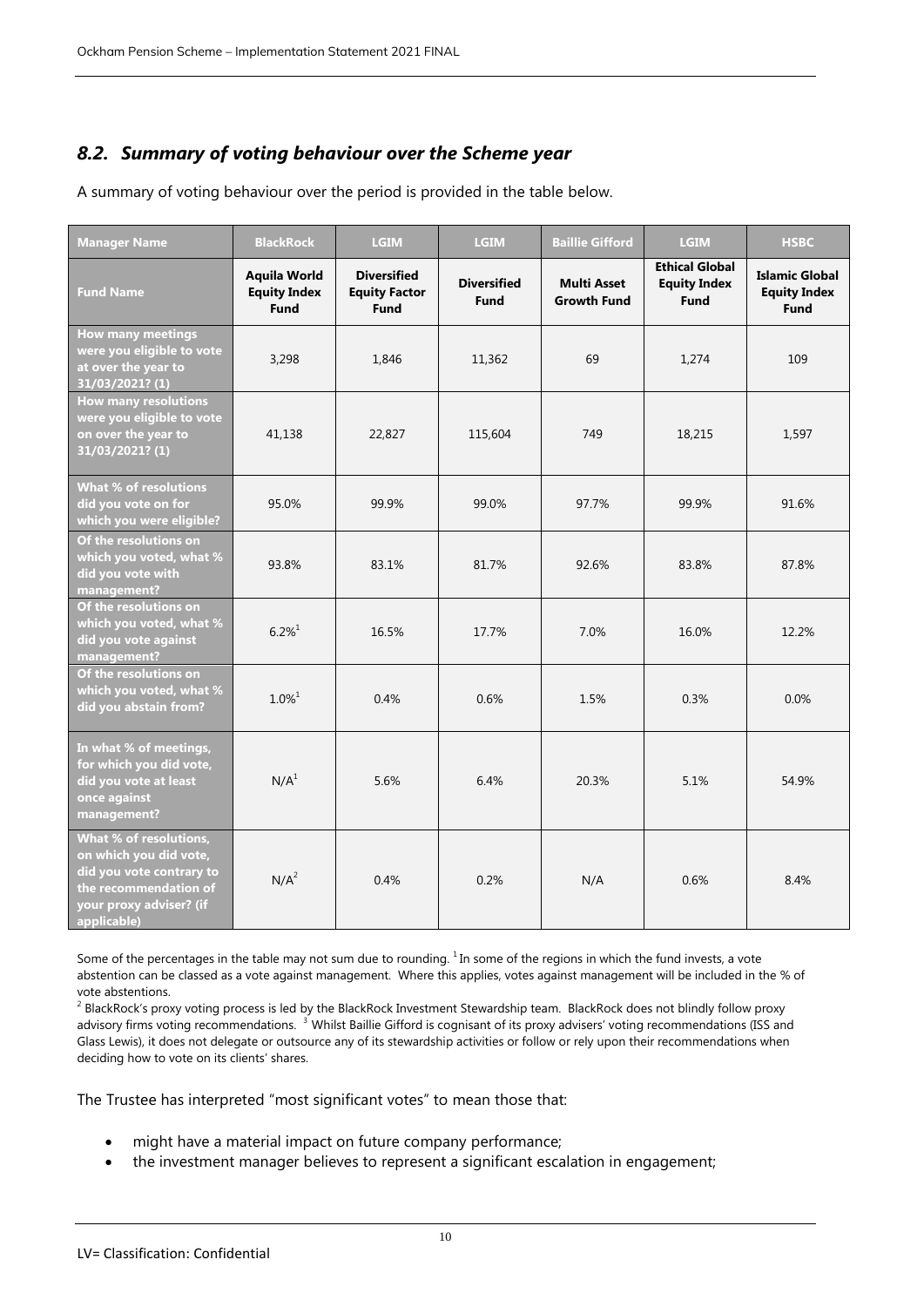## *8.2. Summary of voting behaviour over the Scheme year*

A summary of voting behaviour over the period is provided in the table below.

| Manager Name | BlackRock | LGIM | LGIM | Baillie Gifford | LGIM | HSBC |
|---|---|---|---|---|---|---|
| Fund Name | Aquila World Equity Index Fund | Diversified Equity Factor Fund | Diversified Fund | Multi Asset Growth Fund | Ethical Global Equity Index Fund | Islamic Global Equity Index Fund |
| How many meetings were you eligible to vote at over the year to 31/03/2021? (1) | 3,298 | 1,846 | 11,362 | 69 | 1,274 | 109 |
| How many resolutions were you eligible to vote on over the year to 31/03/2021? (1) | 41,138 | 22,827 | 115,604 | 749 | 18,215 | 1,597 |
| What % of resolutions did you vote on for which you were eligible? | 95.0% | 99.9% | 99.0% | 97.7% | 99.9% | 91.6% |
| Of the resolutions on which you voted, what % did you vote with management? | 93.8% | 83.1% | 81.7% | 92.6% | 83.8% | 87.8% |
| Of the resolutions on which you voted, what % did you vote against management? | 6.2%[1] | 16.5% | 17.7% | 7.0% | 16.0% | 12.2% |
| Of the resolutions on which you voted, what % did you abstain from? | 1.0%[1] | 0.4% | 0.6% | 1.5% | 0.3% | 0.0% |
| In what % of meetings, for which you did vote, did you vote at least once against management? | N/A[1] | 5.6% | 6.4% | 20.3% | 5.1% | 54.9% |
| What % of resolutions, on which you did vote, did you vote contrary to the recommendation of your proxy adviser? (if applicable) | N/A[2] | 0.4% | 0.2% | N/A | 0.6% | 8.4% |

Some of the percentages in the table may not sum due to rounding. [1] In some of the regions in which the fund invests, a vote abstention can be classed as a vote against management. Where this applies, votes against management will be included in the % of vote abstentions.

[2] BlackRock's proxy voting process is led by the BlackRock Investment Stewardship team. BlackRock does not blindly follow proxy advisory firms voting recommendations. [3] Whilst Baillie Gifford is cognisant of its proxy advisers' voting recommendations (ISS and Glass Lewis), it does not delegate or outsource any of its stewardship activities or follow or rely upon their recommendations when deciding how to vote on its clients' shares.

The Trustee has interpreted "most significant votes" to mean those that:

- might have a material impact on future company performance;
- the investment manager believes to represent a significant escalation in engagement;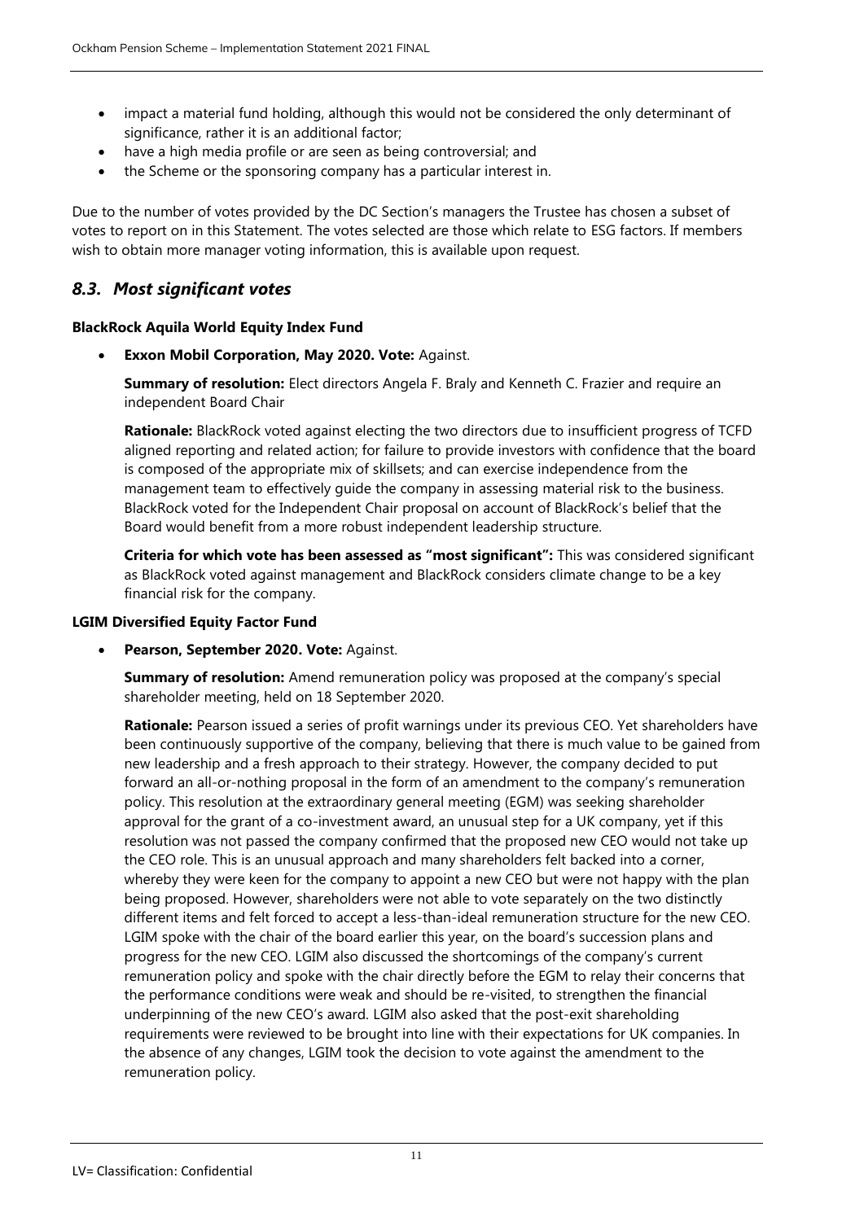- impact a material fund holding, although this would not be considered the only determinant of significance, rather it is an additional factor;
- have a high media profile or are seen as being controversial; and
- the Scheme or the sponsoring company has a particular interest in.

Due to the number of votes provided by the DC Section's managers the Trustee has chosen a subset of votes to report on in this Statement. The votes selected are those which relate to ESG factors. If members wish to obtain more manager voting information, this is available upon request.

## *8.3. Most significant votes*

**BlackRock Aquila World Equity Index Fund**

- **Exxon Mobil Corporation, May 2020. Vote:** Against.

  **Summary of resolution:** Elect directors Angela F. Braly and Kenneth C. Frazier and require an independent Board Chair

  **Rationale:** BlackRock voted against electing the two directors due to insufficient progress of TCFD aligned reporting and related action; for failure to provide investors with confidence that the board is composed of the appropriate mix of skillsets; and can exercise independence from the management team to effectively guide the company in assessing material risk to the business. BlackRock voted for the Independent Chair proposal on account of BlackRock's belief that the Board would benefit from a more robust independent leadership structure.

  **Criteria for which vote has been assessed as "most significant":** This was considered significant as BlackRock voted against management and BlackRock considers climate change to be a key financial risk for the company.

**LGIM Diversified Equity Factor Fund**

- **Pearson, September 2020. Vote:** Against.

  **Summary of resolution:** Amend remuneration policy was proposed at the company's special shareholder meeting, held on 18 September 2020.

  **Rationale:** Pearson issued a series of profit warnings under its previous CEO. Yet shareholders have been continuously supportive of the company, believing that there is much value to be gained from new leadership and a fresh approach to their strategy. However, the company decided to put forward an all-or-nothing proposal in the form of an amendment to the company's remuneration policy. This resolution at the extraordinary general meeting (EGM) was seeking shareholder approval for the grant of a co-investment award, an unusual step for a UK company, yet if this resolution was not passed the company confirmed that the proposed new CEO would not take up the CEO role. This is an unusual approach and many shareholders felt backed into a corner, whereby they were keen for the company to appoint a new CEO but were not happy with the plan being proposed. However, shareholders were not able to vote separately on the two distinctly different items and felt forced to accept a less-than-ideal remuneration structure for the new CEO. LGIM spoke with the chair of the board earlier this year, on the board's succession plans and progress for the new CEO. LGIM also discussed the shortcomings of the company's current remuneration policy and spoke with the chair directly before the EGM to relay their concerns that the performance conditions were weak and should be re-visited, to strengthen the financial underpinning of the new CEO's award. LGIM also asked that the post-exit shareholding requirements were reviewed to be brought into line with their expectations for UK companies. In the absence of any changes, LGIM took the decision to vote against the amendment to the remuneration policy.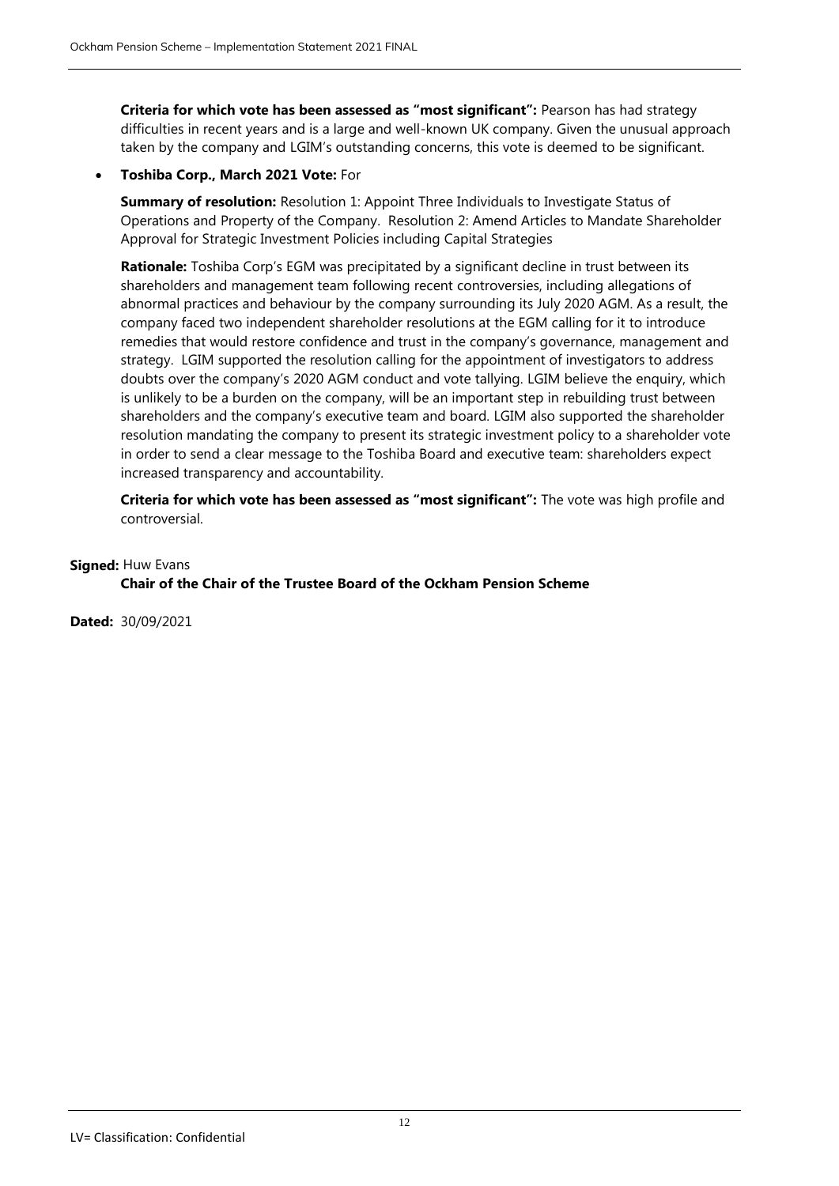**Criteria for which vote has been assessed as "most significant":** Pearson has had strategy difficulties in recent years and is a large and well-known UK company. Given the unusual approach taken by the company and LGIM's outstanding concerns, this vote is deemed to be significant.

- **Toshiba Corp., March 2021 Vote:** For

  **Summary of resolution:** Resolution 1: Appoint Three Individuals to Investigate Status of Operations and Property of the Company. Resolution 2: Amend Articles to Mandate Shareholder Approval for Strategic Investment Policies including Capital Strategies

  **Rationale:** Toshiba Corp's EGM was precipitated by a significant decline in trust between its shareholders and management team following recent controversies, including allegations of abnormal practices and behaviour by the company surrounding its July 2020 AGM. As a result, the company faced two independent shareholder resolutions at the EGM calling for it to introduce remedies that would restore confidence and trust in the company's governance, management and strategy. LGIM supported the resolution calling for the appointment of investigators to address doubts over the company's 2020 AGM conduct and vote tallying. LGIM believe the enquiry, which is unlikely to be a burden on the company, will be an important step in rebuilding trust between shareholders and the company's executive team and board. LGIM also supported the shareholder resolution mandating the company to present its strategic investment policy to a shareholder vote in order to send a clear message to the Toshiba Board and executive team: shareholders expect increased transparency and accountability.

  **Criteria for which vote has been assessed as "most significant":** The vote was high profile and controversial.

**Signed:** Huw Evans
**Chair of the Chair of the Trustee Board of the Ockham Pension Scheme**

**Dated:** 30/09/2021